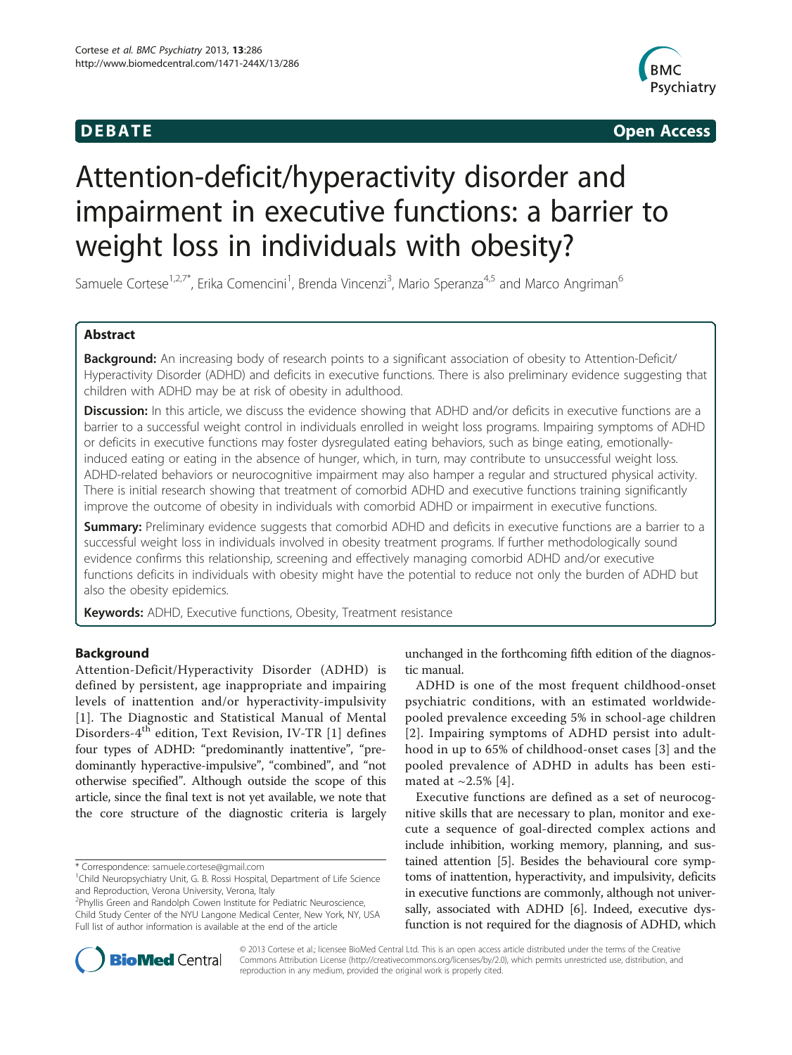**DEBATE** **Open Access**

# Attention-deficit/hyperactivity disorder and impairment in executive functions: a barrier to weight loss in individuals with obesity?

Samuele Cortese[1,2,7*], Erika Comencini[1], Brenda Vincenzi[3], Mario Speranza[4,5] and Marco Angriman[6]

## Abstract

**Background:** An increasing body of research points to a significant association of obesity to Attention-Deficit/Hyperactivity Disorder (ADHD) and deficits in executive functions. There is also preliminary evidence suggesting that children with ADHD may be at risk of obesity in adulthood.

**Discussion:** In this article, we discuss the evidence showing that ADHD and/or deficits in executive functions are a barrier to a successful weight control in individuals enrolled in weight loss programs. Impairing symptoms of ADHD or deficits in executive functions may foster dysregulated eating behaviors, such as binge eating, emotionally-induced eating or eating in the absence of hunger, which, in turn, may contribute to unsuccessful weight loss. ADHD-related behaviors or neurocognitive impairment may also hamper a regular and structured physical activity. There is initial research showing that treatment of comorbid ADHD and executive functions training significantly improve the outcome of obesity in individuals with comorbid ADHD or impairment in executive functions.

**Summary:** Preliminary evidence suggests that comorbid ADHD and deficits in executive functions are a barrier to a successful weight loss in individuals involved in obesity treatment programs. If further methodologically sound evidence confirms this relationship, screening and effectively managing comorbid ADHD and/or executive functions deficits in individuals with obesity might have the potential to reduce not only the burden of ADHD but also the obesity epidemics.

**Keywords:** ADHD, Executive functions, Obesity, Treatment resistance

## Background

Attention-Deficit/Hyperactivity Disorder (ADHD) is defined by persistent, age inappropriate and impairing levels of inattention and/or hyperactivity-impulsivity [1]. The Diagnostic and Statistical Manual of Mental Disorders-4th edition, Text Revision, IV-TR [1] defines four types of ADHD: "predominantly inattentive", "predominantly hyperactive-impulsive", "combined", and "not otherwise specified". Although outside the scope of this article, since the final text is not yet available, we note that the core structure of the diagnostic criteria is largely unchanged in the forthcoming fifth edition of the diagnostic manual.

ADHD is one of the most frequent childhood-onset psychiatric conditions, with an estimated worldwide-pooled prevalence exceeding 5% in school-age children [2]. Impairing symptoms of ADHD persist into adulthood in up to 65% of childhood-onset cases [3] and the pooled prevalence of ADHD in adults has been estimated at ~2.5% [4].

Executive functions are defined as a set of neurocognitive skills that are necessary to plan, monitor and execute a sequence of goal-directed complex actions and include inhibition, working memory, planning, and sustained attention [5]. Besides the behavioural core symptoms of inattention, hyperactivity, and impulsivity, deficits in executive functions are commonly, although not universally, associated with ADHD [6]. Indeed, executive dysfunction is not required for the diagnosis of ADHD, which

\* Correspondence: samuele.cortese@gmail.com
[1]Child Neuropsychiatry Unit, G. B. Rossi Hospital, Department of Life Science and Reproduction, Verona University, Verona, Italy
[2]Phyllis Green and Randolph Cowen Institute for Pediatric Neuroscience, Child Study Center of the NYU Langone Medical Center, New York, NY, USA
Full list of author information is available at the end of the article

© 2013 Cortese et al.; licensee BioMed Central Ltd. This is an open access article distributed under the terms of the Creative Commons Attribution License (http://creativecommons.org/licenses/by/2.0), which permits unrestricted use, distribution, and reproduction in any medium, provided the original work is properly cited.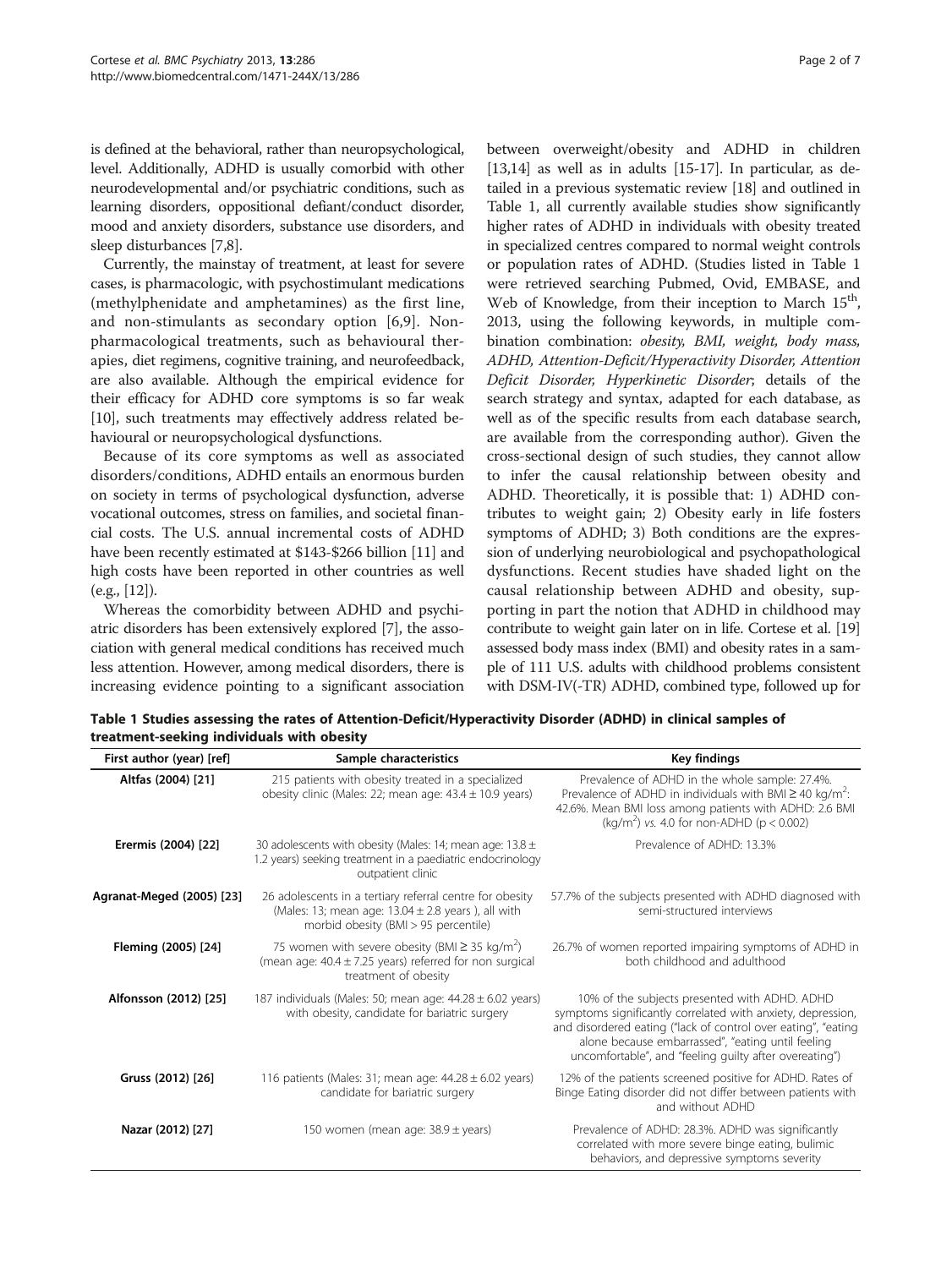is defined at the behavioral, rather than neuropsychological, level. Additionally, ADHD is usually comorbid with other neurodevelopmental and/or psychiatric conditions, such as learning disorders, oppositional defiant/conduct disorder, mood and anxiety disorders, substance use disorders, and sleep disturbances [7,8].

Currently, the mainstay of treatment, at least for severe cases, is pharmacologic, with psychostimulant medications (methylphenidate and amphetamines) as the first line, and non-stimulants as secondary option [6,9]. Non-pharmacological treatments, such as behavioural therapies, diet regimens, cognitive training, and neurofeedback, are also available. Although the empirical evidence for their efficacy for ADHD core symptoms is so far weak [10], such treatments may effectively address related behavioural or neuropsychological dysfunctions.

Because of its core symptoms as well as associated disorders/conditions, ADHD entails an enormous burden on society in terms of psychological dysfunction, adverse vocational outcomes, stress on families, and societal financial costs. The U.S. annual incremental costs of ADHD have been recently estimated at $143-$266 billion [11] and high costs have been reported in other countries as well (e.g., [12]).

Whereas the comorbidity between ADHD and psychiatric disorders has been extensively explored [7], the association with general medical conditions has received much less attention. However, among medical disorders, there is increasing evidence pointing to a significant association between overweight/obesity and ADHD in children [13,14] as well as in adults [15-17]. In particular, as detailed in a previous systematic review [18] and outlined in Table 1, all currently available studies show significantly higher rates of ADHD in individuals with obesity treated in specialized centres compared to normal weight controls or population rates of ADHD. (Studies listed in Table 1 were retrieved searching Pubmed, Ovid, EMBASE, and Web of Knowledge, from their inception to March 15[th], 2013, using the following keywords, in multiple combination combination: *obesity, BMI, weight, body mass, ADHD, Attention-Deficit/Hyperactivity Disorder, Attention Deficit Disorder, Hyperkinetic Disorder*; details of the search strategy and syntax, adapted for each database, as well as of the specific results from each database search, are available from the corresponding author). Given the cross-sectional design of such studies, they cannot allow to infer the causal relationship between obesity and ADHD. Theoretically, it is possible that: 1) ADHD contributes to weight gain; 2) Obesity early in life fosters symptoms of ADHD; 3) Both conditions are the expression of underlying neurobiological and psychopathological dysfunctions. Recent studies have shaded light on the causal relationship between ADHD and obesity, supporting in part the notion that ADHD in childhood may contribute to weight gain later on in life. Cortese et al. [19] assessed body mass index (BMI) and obesity rates in a sample of 111 U.S. adults with childhood problems consistent with DSM-IV(-TR) ADHD, combined type, followed up for

**Table 1 Studies assessing the rates of Attention-Deficit/Hyperactivity Disorder (ADHD) in clinical samples of treatment-seeking individuals with obesity**

| First author (year) [ref] | Sample characteristics | Key findings |
|---|---|---|
| **Altfas (2004) [21]** | 215 patients with obesity treated in a specialized obesity clinic (Males: 22; mean age: 43.4 ± 10.9 years) | Prevalence of ADHD in the whole sample: 27.4%. Prevalence of ADHD in individuals with BMI ≥ 40 kg/m$^2$: 42.6%. Mean BMI loss among patients with ADHD: 2.6 BMI (kg/m$^2$) *vs.* 4.0 for non-ADHD ($p < 0.002$) |
| **Erermis (2004) [22]** | 30 adolescents with obesity (Males: 14; mean age: 13.8 ± 1.2 years) seeking treatment in a paediatric endocrinology outpatient clinic | Prevalence of ADHD: 13.3% |
| **Agranat-Meged (2005) [23]** | 26 adolescents in a tertiary referral centre for obesity (Males: 13; mean age: 13.04 ± 2.8 years ), all with morbid obesity (BMI > 95 percentile) | 57.7% of the subjects presented with ADHD diagnosed with semi-structured interviews |
| **Fleming (2005) [24]** | 75 women with severe obesity (BMI ≥ 35 kg/m$^2$) (mean age: 40.4 ± 7.25 years) referred for non surgical treatment of obesity | 26.7% of women reported impairing symptoms of ADHD in both childhood and adulthood |
| **Alfonsson (2012) [25]** | 187 individuals (Males: 50; mean age: 44.28 ± 6.02 years) with obesity, candidate for bariatric surgery | 10% of the subjects presented with ADHD. ADHD symptoms significantly correlated with anxiety, depression, and disordered eating ("lack of control over eating", "eating alone because embarrassed", "eating until feeling uncomfortable", and "feeling guilty after overeating") |
| **Gruss (2012) [26]** | 116 patients (Males: 31; mean age: 44.28 ± 6.02 years) candidate for bariatric surgery | 12% of the patients screened positive for ADHD. Rates of Binge Eating disorder did not differ between patients with and without ADHD |
| **Nazar (2012) [27]** | 150 women (mean age: 38.9 ± years) | Prevalence of ADHD: 28.3%. ADHD was significantly correlated with more severe binge eating, bulimic behaviors, and depressive symptoms severity |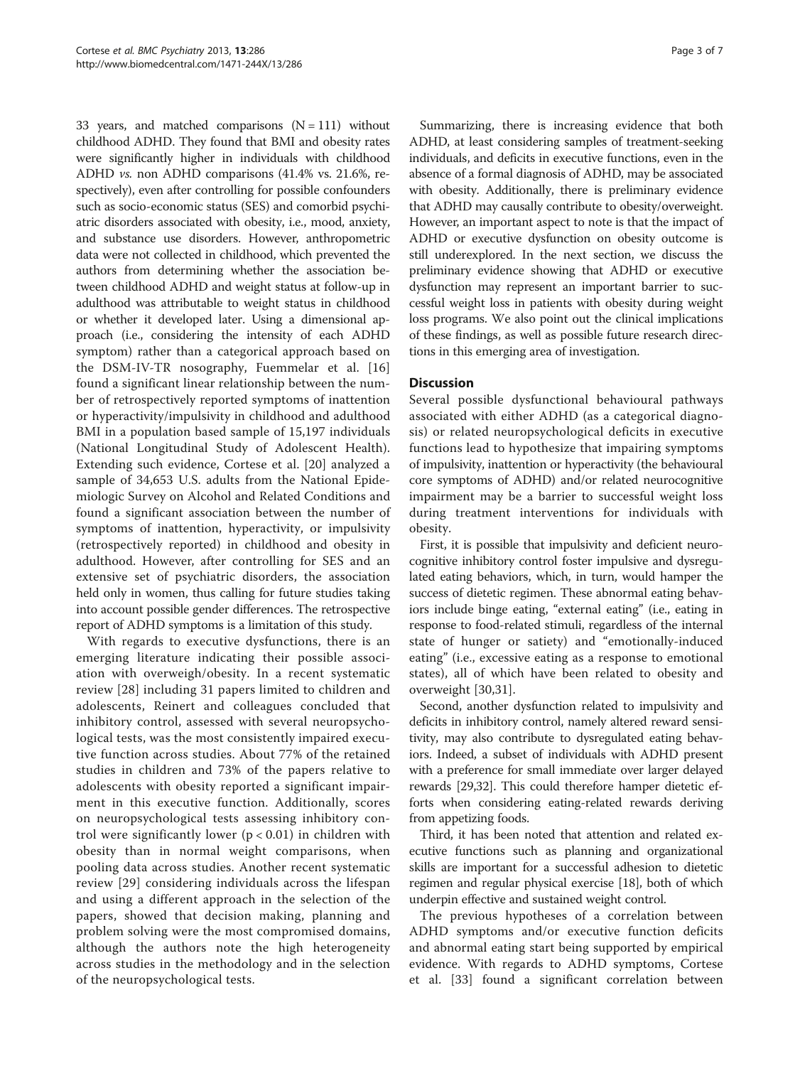33 years, and matched comparisons (N = 111) without childhood ADHD. They found that BMI and obesity rates were significantly higher in individuals with childhood ADHD *vs.* non ADHD comparisons (41.4% vs. 21.6%, respectively), even after controlling for possible confounders such as socio-economic status (SES) and comorbid psychiatric disorders associated with obesity, i.e., mood, anxiety, and substance use disorders. However, anthropometric data were not collected in childhood, which prevented the authors from determining whether the association between childhood ADHD and weight status at follow-up in adulthood was attributable to weight status in childhood or whether it developed later. Using a dimensional approach (i.e., considering the intensity of each ADHD symptom) rather than a categorical approach based on the DSM-IV-TR nosography, Fuemmelar et al. [16] found a significant linear relationship between the number of retrospectively reported symptoms of inattention or hyperactivity/impulsivity in childhood and adulthood BMI in a population based sample of 15,197 individuals (National Longitudinal Study of Adolescent Health). Extending such evidence, Cortese et al. [20] analyzed a sample of 34,653 U.S. adults from the National Epidemiologic Survey on Alcohol and Related Conditions and found a significant association between the number of symptoms of inattention, hyperactivity, or impulsivity (retrospectively reported) in childhood and obesity in adulthood. However, after controlling for SES and an extensive set of psychiatric disorders, the association held only in women, thus calling for future studies taking into account possible gender differences. The retrospective report of ADHD symptoms is a limitation of this study.

With regards to executive dysfunctions, there is an emerging literature indicating their possible association with overweigh/obesity. In a recent systematic review [28] including 31 papers limited to children and adolescents, Reinert and colleagues concluded that inhibitory control, assessed with several neuropsychological tests, was the most consistently impaired executive function across studies. About 77% of the retained studies in children and 73% of the papers relative to adolescents with obesity reported a significant impairment in this executive function. Additionally, scores on neuropsychological tests assessing inhibitory control were significantly lower ($p < 0.01$) in children with obesity than in normal weight comparisons, when pooling data across studies. Another recent systematic review [29] considering individuals across the lifespan and using a different approach in the selection of the papers, showed that decision making, planning and problem solving were the most compromised domains, although the authors note the high heterogeneity across studies in the methodology and in the selection of the neuropsychological tests.

Summarizing, there is increasing evidence that both ADHD, at least considering samples of treatment-seeking individuals, and deficits in executive functions, even in the absence of a formal diagnosis of ADHD, may be associated with obesity. Additionally, there is preliminary evidence that ADHD may causally contribute to obesity/overweight. However, an important aspect to note is that the impact of ADHD or executive dysfunction on obesity outcome is still underexplored. In the next section, we discuss the preliminary evidence showing that ADHD or executive dysfunction may represent an important barrier to successful weight loss in patients with obesity during weight loss programs. We also point out the clinical implications of these findings, as well as possible future research directions in this emerging area of investigation.

## Discussion

Several possible dysfunctional behavioural pathways associated with either ADHD (as a categorical diagnosis) or related neuropsychological deficits in executive functions lead to hypothesize that impairing symptoms of impulsivity, inattention or hyperactivity (the behavioural core symptoms of ADHD) and/or related neurocognitive impairment may be a barrier to successful weight loss during treatment interventions for individuals with obesity.

First, it is possible that impulsivity and deficient neurocognitive inhibitory control foster impulsive and dysregulated eating behaviors, which, in turn, would hamper the success of dietetic regimen. These abnormal eating behaviors include binge eating, "external eating" (i.e., eating in response to food-related stimuli, regardless of the internal state of hunger or satiety) and "emotionally-induced eating" (i.e., excessive eating as a response to emotional states), all of which have been related to obesity and overweight [30,31].

Second, another dysfunction related to impulsivity and deficits in inhibitory control, namely altered reward sensitivity, may also contribute to dysregulated eating behaviors. Indeed, a subset of individuals with ADHD present with a preference for small immediate over larger delayed rewards [29,32]. This could therefore hamper dietetic efforts when considering eating-related rewards deriving from appetizing foods.

Third, it has been noted that attention and related executive functions such as planning and organizational skills are important for a successful adhesion to dietetic regimen and regular physical exercise [18], both of which underpin effective and sustained weight control.

The previous hypotheses of a correlation between ADHD symptoms and/or executive function deficits and abnormal eating start being supported by empirical evidence. With regards to ADHD symptoms, Cortese et al. [33] found a significant correlation between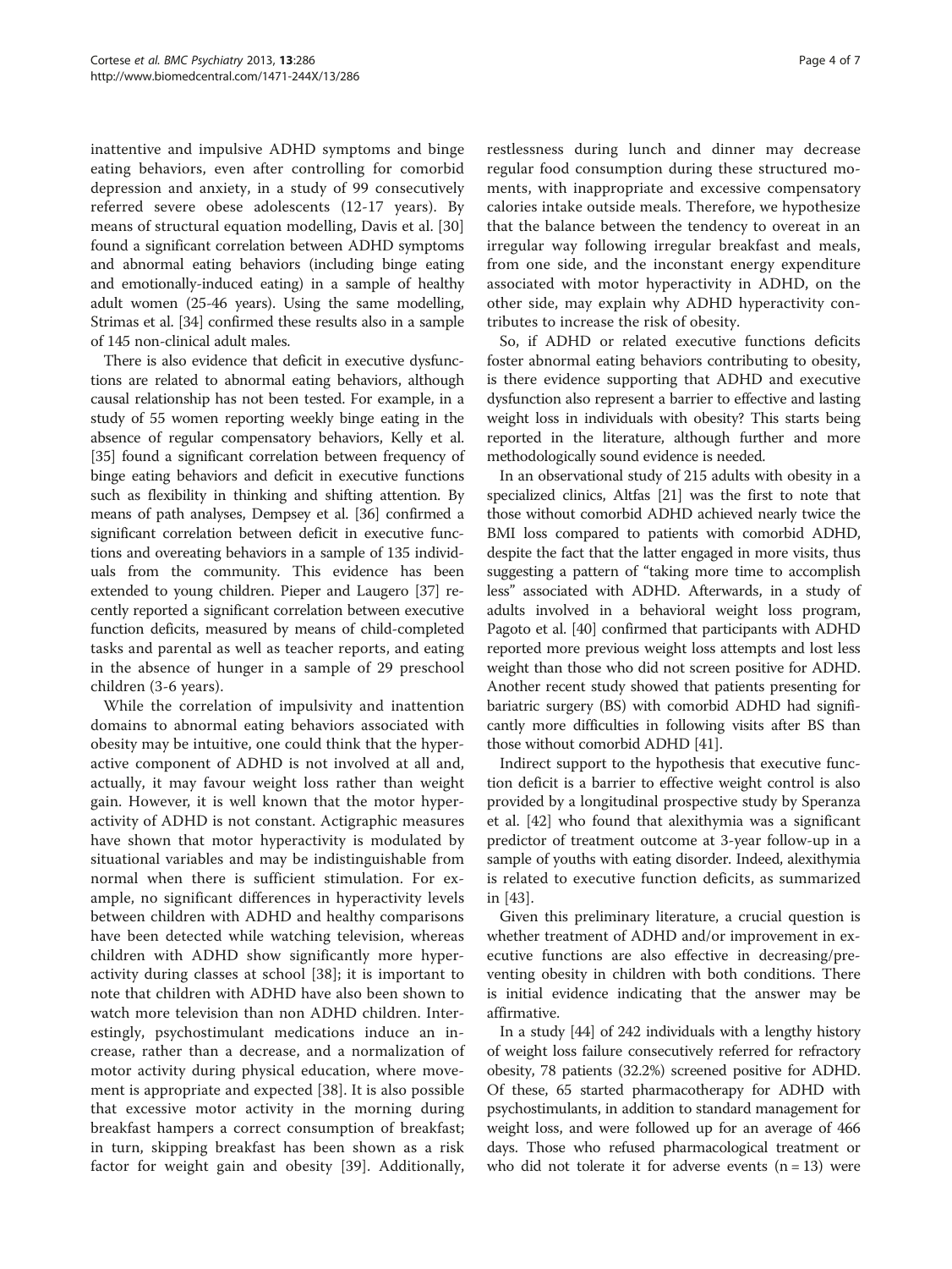inattentive and impulsive ADHD symptoms and binge eating behaviors, even after controlling for comorbid depression and anxiety, in a study of 99 consecutively referred severe obese adolescents (12-17 years). By means of structural equation modelling, Davis et al. [30] found a significant correlation between ADHD symptoms and abnormal eating behaviors (including binge eating and emotionally-induced eating) in a sample of healthy adult women (25-46 years). Using the same modelling, Strimas et al. [34] confirmed these results also in a sample of 145 non-clinical adult males.

There is also evidence that deficit in executive dysfunctions are related to abnormal eating behaviors, although causal relationship has not been tested. For example, in a study of 55 women reporting weekly binge eating in the absence of regular compensatory behaviors, Kelly et al. [35] found a significant correlation between frequency of binge eating behaviors and deficit in executive functions such as flexibility in thinking and shifting attention. By means of path analyses, Dempsey et al. [36] confirmed a significant correlation between deficit in executive functions and overeating behaviors in a sample of 135 individuals from the community. This evidence has been extended to young children. Pieper and Laugero [37] recently reported a significant correlation between executive function deficits, measured by means of child-completed tasks and parental as well as teacher reports, and eating in the absence of hunger in a sample of 29 preschool children (3-6 years).

While the correlation of impulsivity and inattention domains to abnormal eating behaviors associated with obesity may be intuitive, one could think that the hyperactive component of ADHD is not involved at all and, actually, it may favour weight loss rather than weight gain. However, it is well known that the motor hyperactivity of ADHD is not constant. Actigraphic measures have shown that motor hyperactivity is modulated by situational variables and may be indistinguishable from normal when there is sufficient stimulation. For example, no significant differences in hyperactivity levels between children with ADHD and healthy comparisons have been detected while watching television, whereas children with ADHD show significantly more hyperactivity during classes at school [38]; it is important to note that children with ADHD have also been shown to watch more television than non ADHD children. Interestingly, psychostimulant medications induce an increase, rather than a decrease, and a normalization of motor activity during physical education, where movement is appropriate and expected [38]. It is also possible that excessive motor activity in the morning during breakfast hampers a correct consumption of breakfast; in turn, skipping breakfast has been shown as a risk factor for weight gain and obesity [39]. Additionally, restlessness during lunch and dinner may decrease regular food consumption during these structured moments, with inappropriate and excessive compensatory calories intake outside meals. Therefore, we hypothesize that the balance between the tendency to overeat in an irregular way following irregular breakfast and meals, from one side, and the inconstant energy expenditure associated with motor hyperactivity in ADHD, on the other side, may explain why ADHD hyperactivity contributes to increase the risk of obesity.

So, if ADHD or related executive functions deficits foster abnormal eating behaviors contributing to obesity, is there evidence supporting that ADHD and executive dysfunction also represent a barrier to effective and lasting weight loss in individuals with obesity? This starts being reported in the literature, although further and more methodologically sound evidence is needed.

In an observational study of 215 adults with obesity in a specialized clinics, Altfas [21] was the first to note that those without comorbid ADHD achieved nearly twice the BMI loss compared to patients with comorbid ADHD, despite the fact that the latter engaged in more visits, thus suggesting a pattern of "taking more time to accomplish less" associated with ADHD. Afterwards, in a study of adults involved in a behavioral weight loss program, Pagoto et al. [40] confirmed that participants with ADHD reported more previous weight loss attempts and lost less weight than those who did not screen positive for ADHD. Another recent study showed that patients presenting for bariatric surgery (BS) with comorbid ADHD had significantly more difficulties in following visits after BS than those without comorbid ADHD [41].

Indirect support to the hypothesis that executive function deficit is a barrier to effective weight control is also provided by a longitudinal prospective study by Speranza et al. [42] who found that alexithymia was a significant predictor of treatment outcome at 3-year follow-up in a sample of youths with eating disorder. Indeed, alexithymia is related to executive function deficits, as summarized in [43].

Given this preliminary literature, a crucial question is whether treatment of ADHD and/or improvement in executive functions are also effective in decreasing/preventing obesity in children with both conditions. There is initial evidence indicating that the answer may be affirmative.

In a study [44] of 242 individuals with a lengthy history of weight loss failure consecutively referred for refractory obesity, 78 patients (32.2%) screened positive for ADHD. Of these, 65 started pharmacotherapy for ADHD with psychostimulants, in addition to standard management for weight loss, and were followed up for an average of 466 days. Those who refused pharmacological treatment or who did not tolerate it for adverse events (n = 13) were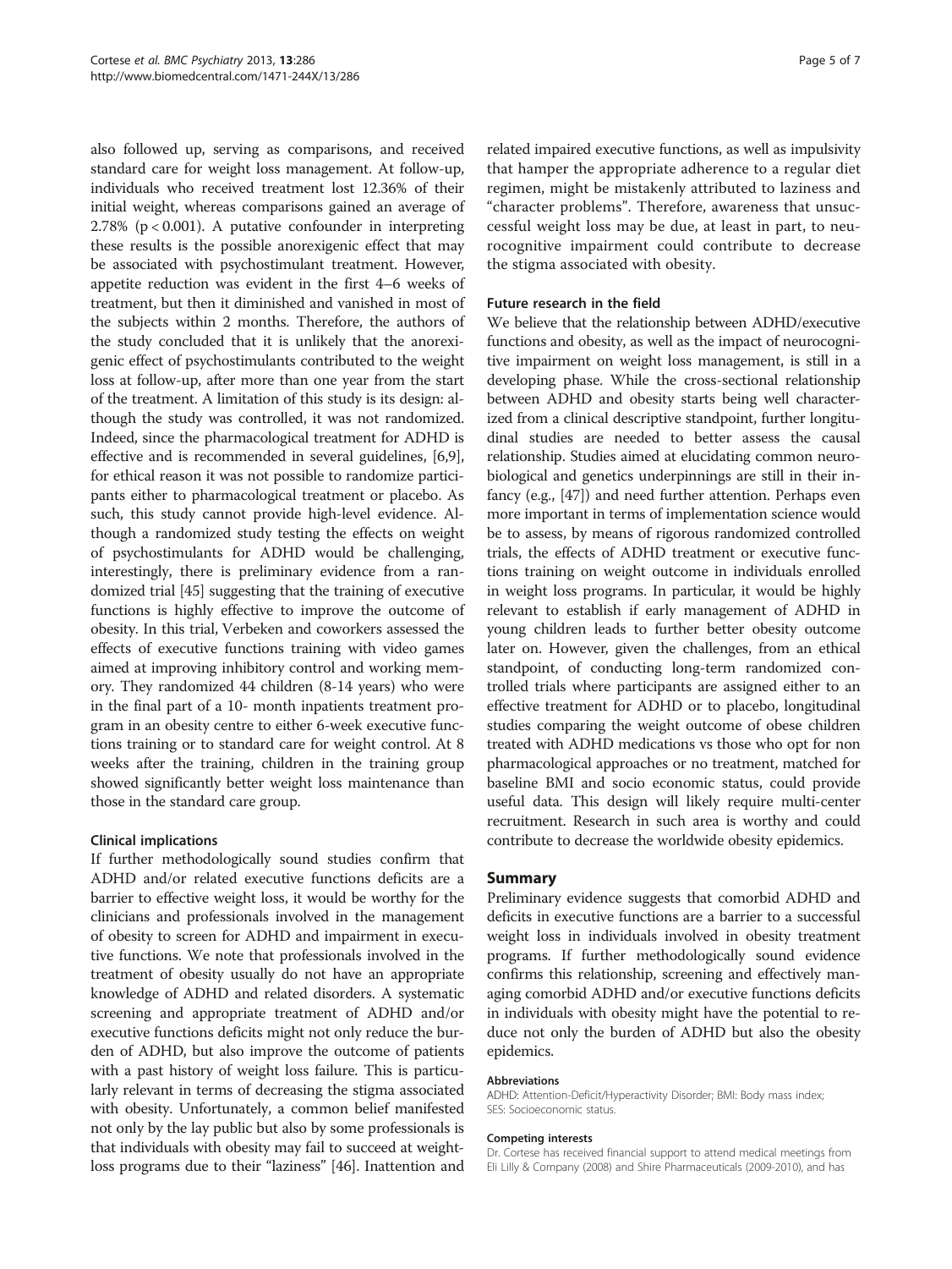also followed up, serving as comparisons, and received standard care for weight loss management. At follow-up, individuals who received treatment lost 12.36% of their initial weight, whereas comparisons gained an average of 2.78% ($p < 0.001$). A putative confounder in interpreting these results is the possible anorexigenic effect that may be associated with psychostimulant treatment. However, appetite reduction was evident in the first 4–6 weeks of treatment, but then it diminished and vanished in most of the subjects within 2 months. Therefore, the authors of the study concluded that it is unlikely that the anorexigenic effect of psychostimulants contributed to the weight loss at follow-up, after more than one year from the start of the treatment. A limitation of this study is its design: although the study was controlled, it was not randomized. Indeed, since the pharmacological treatment for ADHD is effective and is recommended in several guidelines, [6,9], for ethical reason it was not possible to randomize participants either to pharmacological treatment or placebo. As such, this study cannot provide high-level evidence. Although a randomized study testing the effects on weight of psychostimulants for ADHD would be challenging, interestingly, there is preliminary evidence from a randomized trial [45] suggesting that the training of executive functions is highly effective to improve the outcome of obesity. In this trial, Verbeken and coworkers assessed the effects of executive functions training with video games aimed at improving inhibitory control and working memory. They randomized 44 children (8-14 years) who were in the final part of a 10- month inpatients treatment program in an obesity centre to either 6-week executive functions training or to standard care for weight control. At 8 weeks after the training, children in the training group showed significantly better weight loss maintenance than those in the standard care group.

### Clinical implications

If further methodologically sound studies confirm that ADHD and/or related executive functions deficits are a barrier to effective weight loss, it would be worthy for the clinicians and professionals involved in the management of obesity to screen for ADHD and impairment in executive functions. We note that professionals involved in the treatment of obesity usually do not have an appropriate knowledge of ADHD and related disorders. A systematic screening and appropriate treatment of ADHD and/or executive functions deficits might not only reduce the burden of ADHD, but also improve the outcome of patients with a past history of weight loss failure. This is particularly relevant in terms of decreasing the stigma associated with obesity. Unfortunately, a common belief manifested not only by the lay public but also by some professionals is that individuals with obesity may fail to succeed at weight-loss programs due to their "laziness" [46]. Inattention and related impaired executive functions, as well as impulsivity that hamper the appropriate adherence to a regular diet regimen, might be mistakenly attributed to laziness and "character problems". Therefore, awareness that unsuccessful weight loss may be due, at least in part, to neurocognitive impairment could contribute to decrease the stigma associated with obesity.

### Future research in the field

We believe that the relationship between ADHD/executive functions and obesity, as well as the impact of neurocognitive impairment on weight loss management, is still in a developing phase. While the cross-sectional relationship between ADHD and obesity starts being well characterized from a clinical descriptive standpoint, further longitudinal studies are needed to better assess the causal relationship. Studies aimed at elucidating common neurobiological and genetics underpinnings are still in their infancy (e.g., [47]) and need further attention. Perhaps even more important in terms of implementation science would be to assess, by means of rigorous randomized controlled trials, the effects of ADHD treatment or executive functions training on weight outcome in individuals enrolled in weight loss programs. In particular, it would be highly relevant to establish if early management of ADHD in young children leads to further better obesity outcome later on. However, given the challenges, from an ethical standpoint, of conducting long-term randomized controlled trials where participants are assigned either to an effective treatment for ADHD or to placebo, longitudinal studies comparing the weight outcome of obese children treated with ADHD medications vs those who opt for non pharmacological approaches or no treatment, matched for baseline BMI and socio economic status, could provide useful data. This design will likely require multi-center recruitment. Research in such area is worthy and could contribute to decrease the worldwide obesity epidemics.

## Summary

Preliminary evidence suggests that comorbid ADHD and deficits in executive functions are a barrier to a successful weight loss in individuals involved in obesity treatment programs. If further methodologically sound evidence confirms this relationship, screening and effectively managing comorbid ADHD and/or executive functions deficits in individuals with obesity might have the potential to reduce not only the burden of ADHD but also the obesity epidemics.

#### Abbreviations

ADHD: Attention-Deficit/Hyperactivity Disorder; BMI: Body mass index; SES: Socioeconomic status.

#### Competing interests

Dr. Cortese has received financial support to attend medical meetings from Eli Lilly & Company (2008) and Shire Pharmaceuticals (2009-2010), and has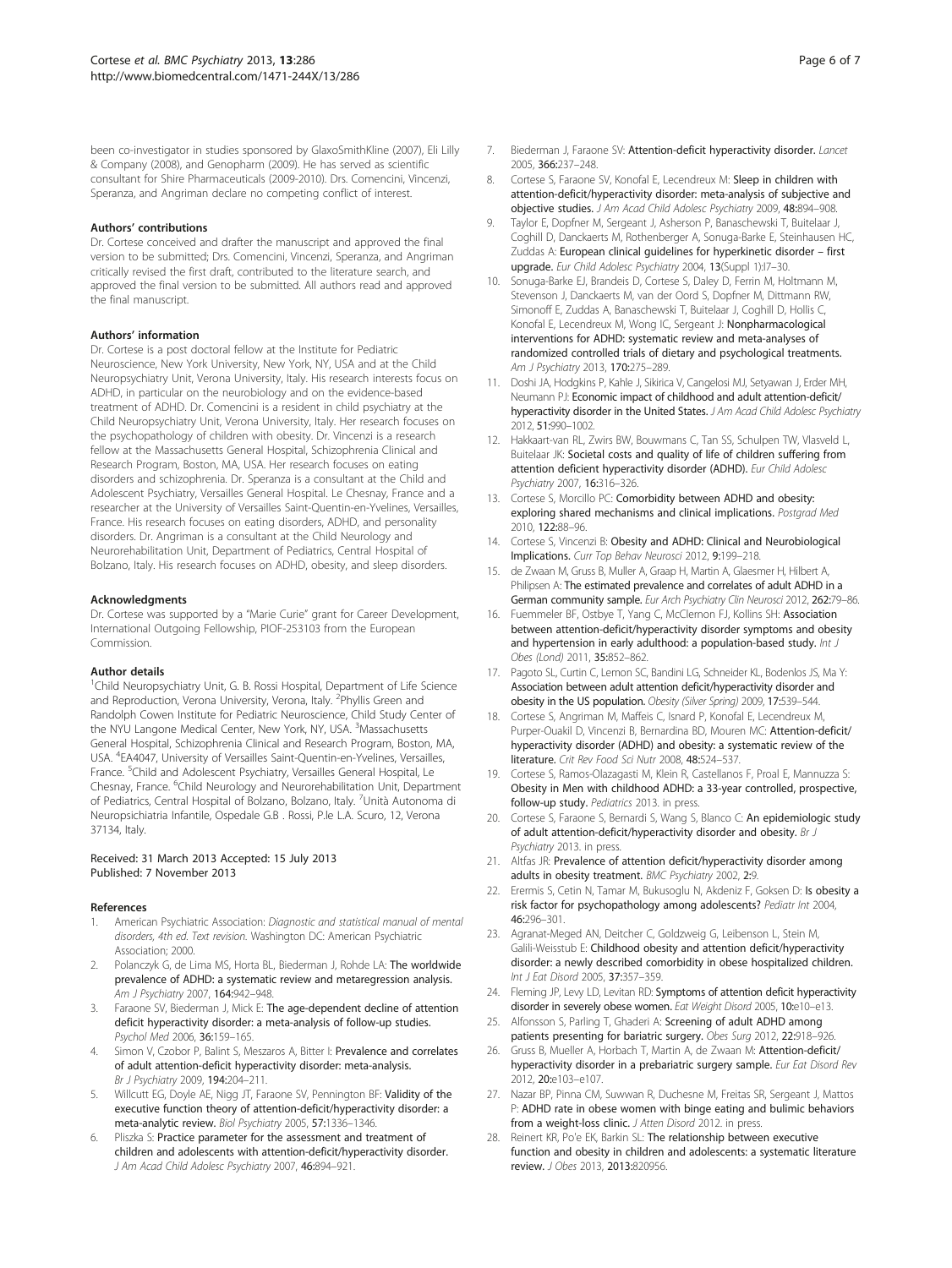been co-investigator in studies sponsored by GlaxoSmithKline (2007), Eli Lilly & Company (2008), and Genopharm (2009). He has served as scientific consultant for Shire Pharmaceuticals (2009-2010). Drs. Comencini, Vincenzi, Speranza, and Angriman declare no competing conflict of interest.

### Authors' contributions

Dr. Cortese conceived and drafter the manuscript and approved the final version to be submitted; Drs. Comencini, Vincenzi, Speranza, and Angriman critically revised the first draft, contributed to the literature search, and approved the final version to be submitted. All authors read and approved the final manuscript.

### Authors' information

Dr. Cortese is a post doctoral fellow at the Institute for Pediatric Neuroscience, New York University, New York, NY, USA and at the Child Neuropsychiatry Unit, Verona University, Italy. His research interests focus on ADHD, in particular on the neurobiology and on the evidence-based treatment of ADHD. Dr. Comencini is a resident in child psychiatry at the Child Neuropsychiatry Unit, Verona University, Italy. Her research focuses on the psychopathology of children with obesity. Dr. Vincenzi is a research fellow at the Massachusetts General Hospital, Schizophrenia Clinical and Research Program, Boston, MA, USA. Her research focuses on eating disorders and schizophrenia. Dr. Speranza is a consultant at the Child and Adolescent Psychiatry, Versailles General Hospital. Le Chesnay, France and a researcher at the University of Versailles Saint-Quentin-en-Yvelines, Versailles, France. His research focuses on eating disorders, ADHD, and personality disorders. Dr. Angriman is a consultant at the Child Neurology and Neurorehabilitation Unit, Department of Pediatrics, Central Hospital of Bolzano, Italy. His research focuses on ADHD, obesity, and sleep disorders.

### Acknowledgments

Dr. Cortese was supported by a "Marie Curie" grant for Career Development, International Outgoing Fellowship, PIOF-253103 from the European Commission.

### Author details

[1]Child Neuropsychiatry Unit, G. B. Rossi Hospital, Department of Life Science and Reproduction, Verona University, Verona, Italy. [2]Phyllis Green and Randolph Cowen Institute for Pediatric Neuroscience, Child Study Center of the NYU Langone Medical Center, New York, NY, USA. [3]Massachusetts General Hospital, Schizophrenia Clinical and Research Program, Boston, MA, USA. [4]EA4047, University of Versailles Saint-Quentin-en-Yvelines, Versailles, France. [5]Child and Adolescent Psychiatry, Versailles General Hospital, Le Chesnay, France. [6]Child Neurology and Neurorehabilitation Unit, Department of Pediatrics, Central Hospital of Bolzano, Bolzano, Italy. [7]Unità Autonoma di Neuropsichiatria Infantile, Ospedale G.B . Rossi, P.le L.A. Scuro, 12, Verona 37134, Italy.

Received: 31 March 2013 Accepted: 15 July 2013
Published: 7 November 2013

### References

1. American Psychiatric Association: *Diagnostic and statistical manual of mental disorders, 4th ed. Text revision.* Washington DC: American Psychiatric Association; 2000.
2. Polanczyk G, de Lima MS, Horta BL, Biederman J, Rohde LA: **The worldwide prevalence of ADHD: a systematic review and metaregression analysis.** *Am J Psychiatry* 2007, **164:**942–948.
3. Faraone SV, Biederman J, Mick E: **The age-dependent decline of attention deficit hyperactivity disorder: a meta-analysis of follow-up studies.** *Psychol Med* 2006, **36:**159–165.
4. Simon V, Czobor P, Balint S, Meszaros A, Bitter I: **Prevalence and correlates of adult attention-deficit hyperactivity disorder: meta-analysis.** *Br J Psychiatry* 2009, **194:**204–211.
5. Willcutt EG, Doyle AE, Nigg JT, Faraone SV, Pennington BF: **Validity of the executive function theory of attention-deficit/hyperactivity disorder: a meta-analytic review.** *Biol Psychiatry* 2005, **57:**1336–1346.
6. Pliszka S: **Practice parameter for the assessment and treatment of children and adolescents with attention-deficit/hyperactivity disorder.** *J Am Acad Child Adolesc Psychiatry* 2007, **46:**894–921.
7. Biederman J, Faraone SV: **Attention-deficit hyperactivity disorder.** *Lancet* 2005, **366:**237–248.
8. Cortese S, Faraone SV, Konofal E, Lecendreux M: **Sleep in children with attention-deficit/hyperactivity disorder: meta-analysis of subjective and objective studies.** *J Am Acad Child Adolesc Psychiatry* 2009, **48:**894–908.
9. Taylor E, Dopfner M, Sergeant J, Asherson P, Banaschewski T, Buitelaar J, Coghill D, Danckaerts M, Rothenberger A, Sonuga-Barke E, Steinhausen HC, Zuddas A: **European clinical guidelines for hyperkinetic disorder – first upgrade.** *Eur Child Adolesc Psychiatry* 2004, **13**(Suppl 1):I7–30.
10. Sonuga-Barke EJ, Brandeis D, Cortese S, Daley D, Ferrin M, Holtmann M, Stevenson J, Danckaerts M, van der Oord S, Dopfner M, Dittmann RW, Simonoff E, Zuddas A, Banaschewski T, Buitelaar J, Coghill D, Hollis C, Konofal E, Lecendreux M, Wong IC, Sergeant J: **Nonpharmacological interventions for ADHD: systematic review and meta-analyses of randomized controlled trials of dietary and psychological treatments.** *Am J Psychiatry* 2013, **170:**275–289.
11. Doshi JA, Hodgkins P, Kahle J, Sikirica V, Cangelosi MJ, Setyawan J, Erder MH, Neumann PJ: **Economic impact of childhood and adult attention-deficit/hyperactivity disorder in the United States.** *J Am Acad Child Adolesc Psychiatry* 2012, **51:**990–1002.
12. Hakkaart-van RL, Zwirs BW, Bouwmans C, Tan SS, Schulpen TW, Vlasveld L, Buitelaar JK: **Societal costs and quality of life of children suffering from attention deficient hyperactivity disorder (ADHD).** *Eur Child Adolesc Psychiatry* 2007, **16:**316–326.
13. Cortese S, Morcillo PC: **Comorbidity between ADHD and obesity: exploring shared mechanisms and clinical implications.** *Postgrad Med* 2010, **122:**88–96.
14. Cortese S, Vincenzi B: **Obesity and ADHD: Clinical and Neurobiological Implications.** *Curr Top Behav Neurosci* 2012, **9:**199–218.
15. de Zwaan M, Gruss B, Muller A, Graap H, Martin A, Glaesmer H, Hilbert A, Philipsen A: **The estimated prevalence and correlates of adult ADHD in a German community sample.** *Eur Arch Psychiatry Clin Neurosci* 2012, **262:**79–86.
16. Fuemmeler BF, Ostbye T, Yang C, McClernon FJ, Kollins SH: **Association between attention-deficit/hyperactivity disorder symptoms and obesity and hypertension in early adulthood: a population-based study.** *Int J Obes (Lond)* 2011, **35:**852–862.
17. Pagoto SL, Curtin C, Lemon SC, Bandini LG, Schneider KL, Bodenlos JS, Ma Y: **Association between adult attention deficit/hyperactivity disorder and obesity in the US population.** *Obesity (Silver Spring)* 2009, **17:**539–544.
18. Cortese S, Angriman M, Maffeis C, Isnard P, Konofal E, Lecendreux M, Purper-Ouakil D, Vincenzi B, Bernardina BD, Mouren MC: **Attention-deficit/hyperactivity disorder (ADHD) and obesity: a systematic review of the literature.** *Crit Rev Food Sci Nutr* 2008, **48:**524–537.
19. Cortese S, Ramos-Olazagasti M, Klein R, Castellanos F, Proal E, Mannuzza S: **Obesity in Men with childhood ADHD: a 33-year controlled, prospective, follow-up study.** *Pediatrics* 2013. in press.
20. Cortese S, Faraone S, Bernardi S, Wang S, Blanco C: **An epidemiologic study of adult attention-deficit/hyperactivity disorder and obesity.** *Br J Psychiatry* 2013. in press.
21. Altfas JR: **Prevalence of attention deficit/hyperactivity disorder among adults in obesity treatment.** *BMC Psychiatry* 2002, **2:**9.
22. Erermis S, Cetin N, Tamar M, Bukusoglu N, Akdeniz F, Goksen D: **Is obesity a risk factor for psychopathology among adolescents?** *Pediatr Int* 2004, **46:**296–301.
23. Agranat-Meged AN, Deitcher C, Goldzweig G, Leibenson L, Stein M, Galili-Weisstub E: **Childhood obesity and attention deficit/hyperactivity disorder: a newly described comorbidity in obese hospitalized children.** *Int J Eat Disord* 2005, **37:**357–359.
24. Fleming JP, Levy LD, Levitan RD: **Symptoms of attention deficit hyperactivity disorder in severely obese women.** *Eat Weight Disord* 2005, **10:**e10–e13.
25. Alfonsson S, Parling T, Ghaderi A: **Screening of adult ADHD among patients presenting for bariatric surgery.** *Obes Surg* 2012, **22:**918–926.
26. Gruss B, Mueller A, Horbach T, Martin A, de Zwaan M: **Attention-deficit/hyperactivity disorder in a prebariatric surgery sample.** *Eur Eat Disord Rev* 2012, **20:**e103–e107.
27. Nazar BP, Pinna CM, Suwwan R, Duchesne M, Freitas SR, Sergeant J, Mattos P: **ADHD rate in obese women with binge eating and bulimic behaviors from a weight-loss clinic.** *J Atten Disord* 2012. in press.
28. Reinert KR, Po'e EK, Barkin SL: **The relationship between executive function and obesity in children and adolescents: a systematic literature review.** *J Obes* 2013, **2013:**820956.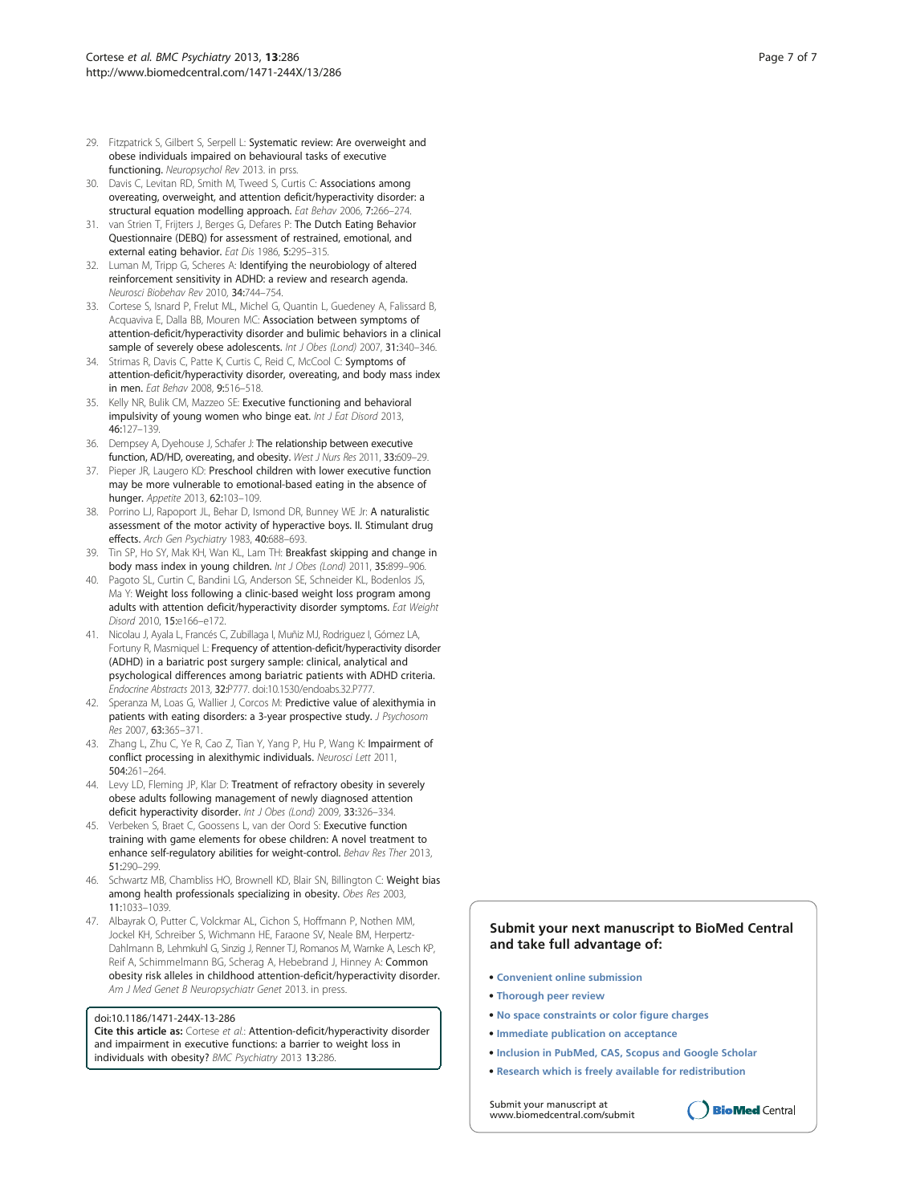29. Fitzpatrick S, Gilbert S, Serpell L: Systematic review: Are overweight and obese individuals impaired on behavioural tasks of executive functioning. *Neuropsychol Rev* 2013. in prss.
30. Davis C, Levitan RD, Smith M, Tweed S, Curtis C: Associations among overeating, overweight, and attention deficit/hyperactivity disorder: a structural equation modelling approach. *Eat Behav* 2006, 7:266–274.
31. van Strien T, Frijters J, Berges G, Defares P: The Dutch Eating Behavior Questionnaire (DEBQ) for assessment of restrained, emotional, and external eating behavior. *Eat Dis* 1986, 5:295–315.
32. Luman M, Tripp G, Scheres A: Identifying the neurobiology of altered reinforcement sensitivity in ADHD: a review and research agenda. *Neurosci Biobehav Rev* 2010, **34**:744–754.
33. Cortese S, Isnard P, Frelut ML, Michel G, Quantin L, Guedeney A, Falissard B, Acquaviva E, Dalla BB, Mouren MC: Association between symptoms of attention-deficit/hyperactivity disorder and bulimic behaviors in a clinical sample of severely obese adolescents. *Int J Obes (Lond)* 2007, **31**:340–346.
34. Strimas R, Davis C, Patte K, Curtis C, Reid C, McCool C: Symptoms of attention-deficit/hyperactivity disorder, overeating, and body mass index in men. *Eat Behav* 2008, **9**:516–518.
35. Kelly NR, Bulik CM, Mazzeo SE: Executive functioning and behavioral impulsivity of young women who binge eat. *Int J Eat Disord* 2013, **46**:127–139.
36. Dempsey A, Dyehouse J, Schafer J: The relationship between executive function, AD/HD, overeating, and obesity. *West J Nurs Res* 2011, **33**:609–29.
37. Pieper JR, Laugero KD: Preschool children with lower executive function may be more vulnerable to emotional-based eating in the absence of hunger. *Appetite* 2013, **62**:103–109.
38. Porrino LJ, Rapoport JL, Behar D, Ismond DR, Bunney WE Jr: A naturalistic assessment of the motor activity of hyperactive boys. II. Stimulant drug effects. *Arch Gen Psychiatry* 1983, **40**:688–693.
39. Tin SP, Ho SY, Mak KH, Wan KL, Lam TH: Breakfast skipping and change in body mass index in young children. *Int J Obes (Lond)* 2011, **35**:899–906.
40. Pagoto SL, Curtin C, Bandini LG, Anderson SE, Schneider KL, Bodenlos JS, Ma Y: Weight loss following a clinic-based weight loss program among adults with attention deficit/hyperactivity disorder symptoms. *Eat Weight Disord* 2010, **15**:e166–e172.
41. Nicolau J, Ayala L, Francés C, Zubillaga I, Muñiz MJ, Rodriguez I, Gómez LA, Fortuny R, Masmiquel L: Frequency of attention-deficit/hyperactivity disorder (ADHD) in a bariatric post surgery sample: clinical, analytical and psychological differences among bariatric patients with ADHD criteria. *Endocrine Abstracts* 2013, **32**:P777. doi:10.1530/endoabs.32.P777.
42. Speranza M, Loas G, Wallier J, Corcos M: Predictive value of alexithymia in patients with eating disorders: a 3-year prospective study. *J Psychosom Res* 2007, **63**:365–371.
43. Zhang L, Zhu C, Ye R, Cao Z, Tian Y, Yang P, Hu P, Wang K: Impairment of conflict processing in alexithymic individuals. *Neurosci Lett* 2011, **504**:261–264.
44. Levy LD, Fleming JP, Klar D: Treatment of refractory obesity in severely obese adults following management of newly diagnosed attention deficit hyperactivity disorder. *Int J Obes (Lond)* 2009, **33**:326–334.
45. Verbeken S, Braet C, Goossens L, van der Oord S: Executive function training with game elements for obese children: A novel treatment to enhance self-regulatory abilities for weight-control. *Behav Res Ther* 2013, **51**:290–299.
46. Schwartz MB, Chambliss HO, Brownell KD, Blair SN, Billington C: Weight bias among health professionals specializing in obesity. *Obes Res* 2003, **11**:1033–1039.
47. Albayrak O, Putter C, Volckmar AL, Cichon S, Hoffmann P, Nothen MM, Jockel KH, Schreiber S, Wichmann HE, Faraone SV, Neale BM, Herpertz-Dahlmann B, Lehmkuhl G, Sinzig J, Renner TJ, Romanos M, Warnke A, Lesch KP, Reif A, Schimmelmann BG, Scherag A, Hebebrand J, Hinney A: Common obesity risk alleles in childhood attention-deficit/hyperactivity disorder. *Am J Med Genet B Neuropsychiatr Genet* 2013. in press.

doi:10.1186/1471-244X-13-286
**Cite this article as:** Cortese *et al.*: Attention-deficit/hyperactivity disorder and impairment in executive functions: a barrier to weight loss in individuals with obesity? *BMC Psychiatry* 2013 13:286.

**Submit your next manuscript to BioMed Central and take full advantage of:**

- **Convenient online submission**
- **Thorough peer review**
- **No space constraints or color figure charges**
- **Immediate publication on acceptance**
- **Inclusion in PubMed, CAS, Scopus and Google Scholar**
- **Research which is freely available for redistribution**

Submit your manuscript at
www.biomedcentral.com/submit

BioMed Central